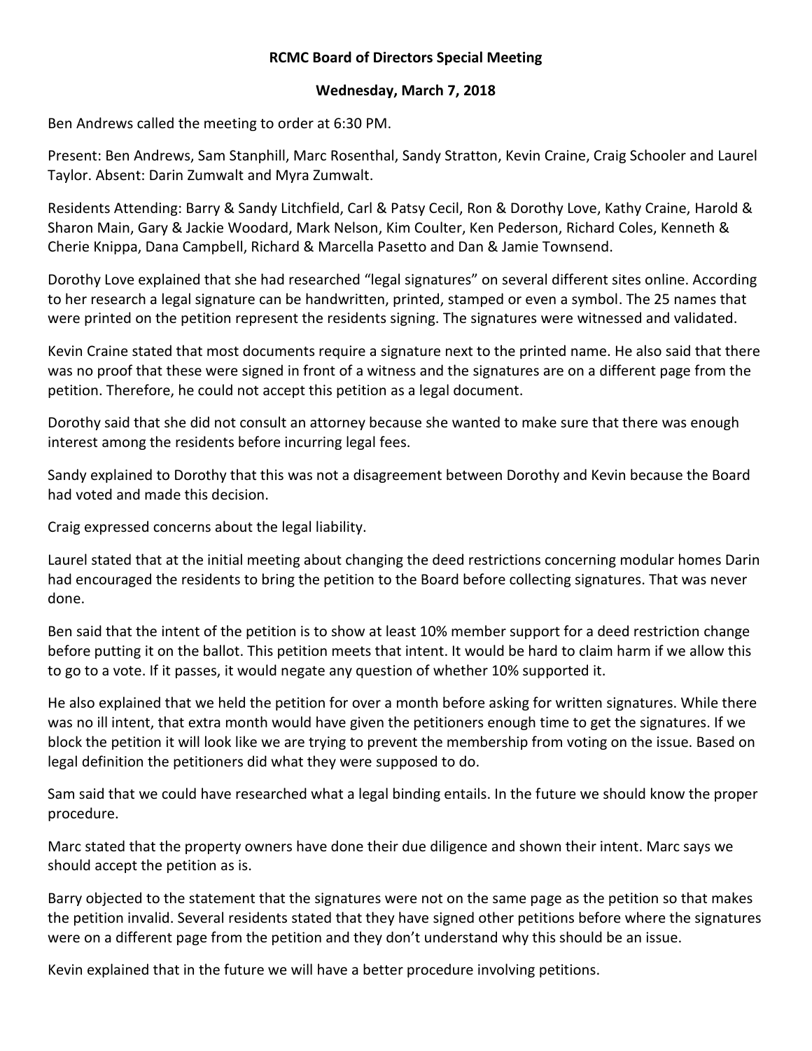**RCMC Board of Directors Special Meeting**

**Wednesday, March 7, 2018**

Ben Andrews called the meeting to order at 6:30 PM.

Present: Ben Andrews, Sam Stanphill, Marc Rosenthal, Sandy Stratton, Kevin Craine, Craig Schooler and Laurel Taylor. Absent: Darin Zumwalt and Myra Zumwalt.

Residents Attending: Barry & Sandy Litchfield, Carl & Patsy Cecil, Ron & Dorothy Love, Kathy Craine, Harold & Sharon Main, Gary & Jackie Woodard, Mark Nelson, Kim Coulter, Ken Pederson, Richard Coles, Kenneth & Cherie Knippa, Dana Campbell, Richard & Marcella Pasetto and Dan & Jamie Townsend.

Dorothy Love explained that she had researched "legal signatures" on several different sites online. According to her research a legal signature can be handwritten, printed, stamped or even a symbol. The 25 names that were printed on the petition represent the residents signing. The signatures were witnessed and validated.

Kevin Craine stated that most documents require a signature next to the printed name. He also said that there was no proof that these were signed in front of a witness and the signatures are on a different page from the petition. Therefore, he could not accept this petition as a legal document.

Dorothy said that she did not consult an attorney because she wanted to make sure that there was enough interest among the residents before incurring legal fees.

Sandy explained to Dorothy that this was not a disagreement between Dorothy and Kevin because the Board had voted and made this decision.

Craig expressed concerns about the legal liability.

Laurel stated that at the initial meeting about changing the deed restrictions concerning modular homes Darin had encouraged the residents to bring the petition to the Board before collecting signatures. That was never done.

Ben said that the intent of the petition is to show at least 10% member support for a deed restriction change before putting it on the ballot. This petition meets that intent. It would be hard to claim harm if we allow this to go to a vote. If it passes, it would negate any question of whether 10% supported it.

He also explained that we held the petition for over a month before asking for written signatures. While there was no ill intent, that extra month would have given the petitioners enough time to get the signatures. If we block the petition it will look like we are trying to prevent the membership from voting on the issue. Based on legal definition the petitioners did what they were supposed to do.

Sam said that we could have researched what a legal binding entails. In the future we should know the proper procedure.

Marc stated that the property owners have done their due diligence and shown their intent. Marc says we should accept the petition as is.

Barry objected to the statement that the signatures were not on the same page as the petition so that makes the petition invalid. Several residents stated that they have signed other petitions before where the signatures were on a different page from the petition and they don't understand why this should be an issue.

Kevin explained that in the future we will have a better procedure involving petitions.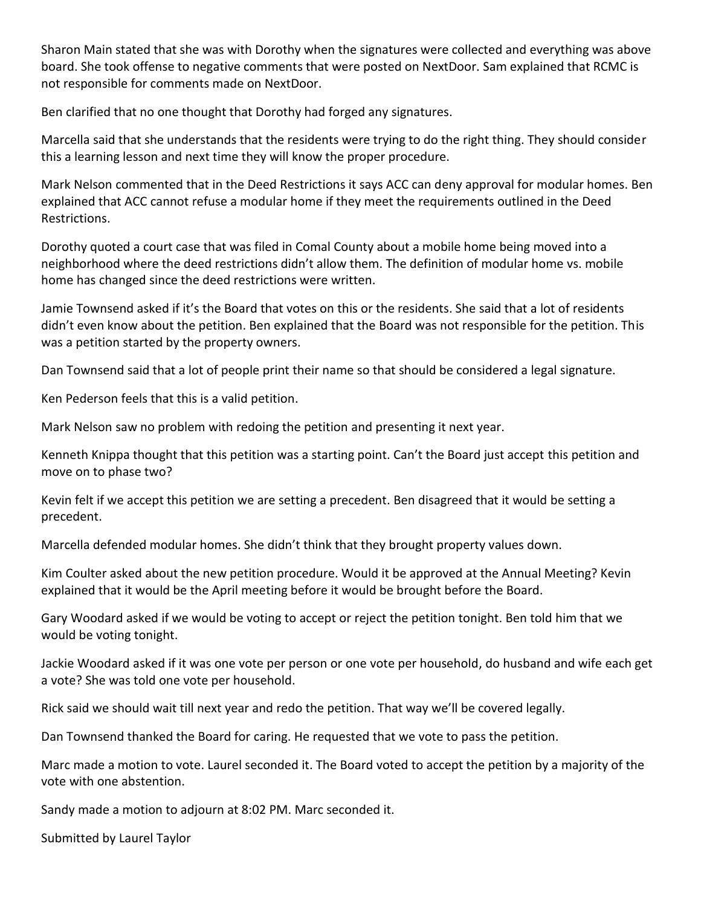Sharon Main stated that she was with Dorothy when the signatures were collected and everything was above board. She took offense to negative comments that were posted on NextDoor. Sam explained that RCMC is not responsible for comments made on NextDoor.

Ben clarified that no one thought that Dorothy had forged any signatures.

Marcella said that she understands that the residents were trying to do the right thing. They should consider this a learning lesson and next time they will know the proper procedure.

Mark Nelson commented that in the Deed Restrictions it says ACC can deny approval for modular homes. Ben explained that ACC cannot refuse a modular home if they meet the requirements outlined in the Deed Restrictions.

Dorothy quoted a court case that was filed in Comal County about a mobile home being moved into a neighborhood where the deed restrictions didn't allow them. The definition of modular home vs. mobile home has changed since the deed restrictions were written.

Jamie Townsend asked if it's the Board that votes on this or the residents. She said that a lot of residents didn't even know about the petition. Ben explained that the Board was not responsible for the petition. This was a petition started by the property owners.

Dan Townsend said that a lot of people print their name so that should be considered a legal signature.

Ken Pederson feels that this is a valid petition.

Mark Nelson saw no problem with redoing the petition and presenting it next year.

Kenneth Knippa thought that this petition was a starting point. Can't the Board just accept this petition and move on to phase two?

Kevin felt if we accept this petition we are setting a precedent. Ben disagreed that it would be setting a precedent.

Marcella defended modular homes. She didn't think that they brought property values down.

Kim Coulter asked about the new petition procedure. Would it be approved at the Annual Meeting? Kevin explained that it would be the April meeting before it would be brought before the Board.

Gary Woodard asked if we would be voting to accept or reject the petition tonight. Ben told him that we would be voting tonight.

Jackie Woodard asked if it was one vote per person or one vote per household, do husband and wife each get a vote? She was told one vote per household.

Rick said we should wait till next year and redo the petition. That way we'll be covered legally.

Dan Townsend thanked the Board for caring. He requested that we vote to pass the petition.

Marc made a motion to vote. Laurel seconded it. The Board voted to accept the petition by a majority of the vote with one abstention.

Sandy made a motion to adjourn at 8:02 PM. Marc seconded it.

Submitted by Laurel Taylor